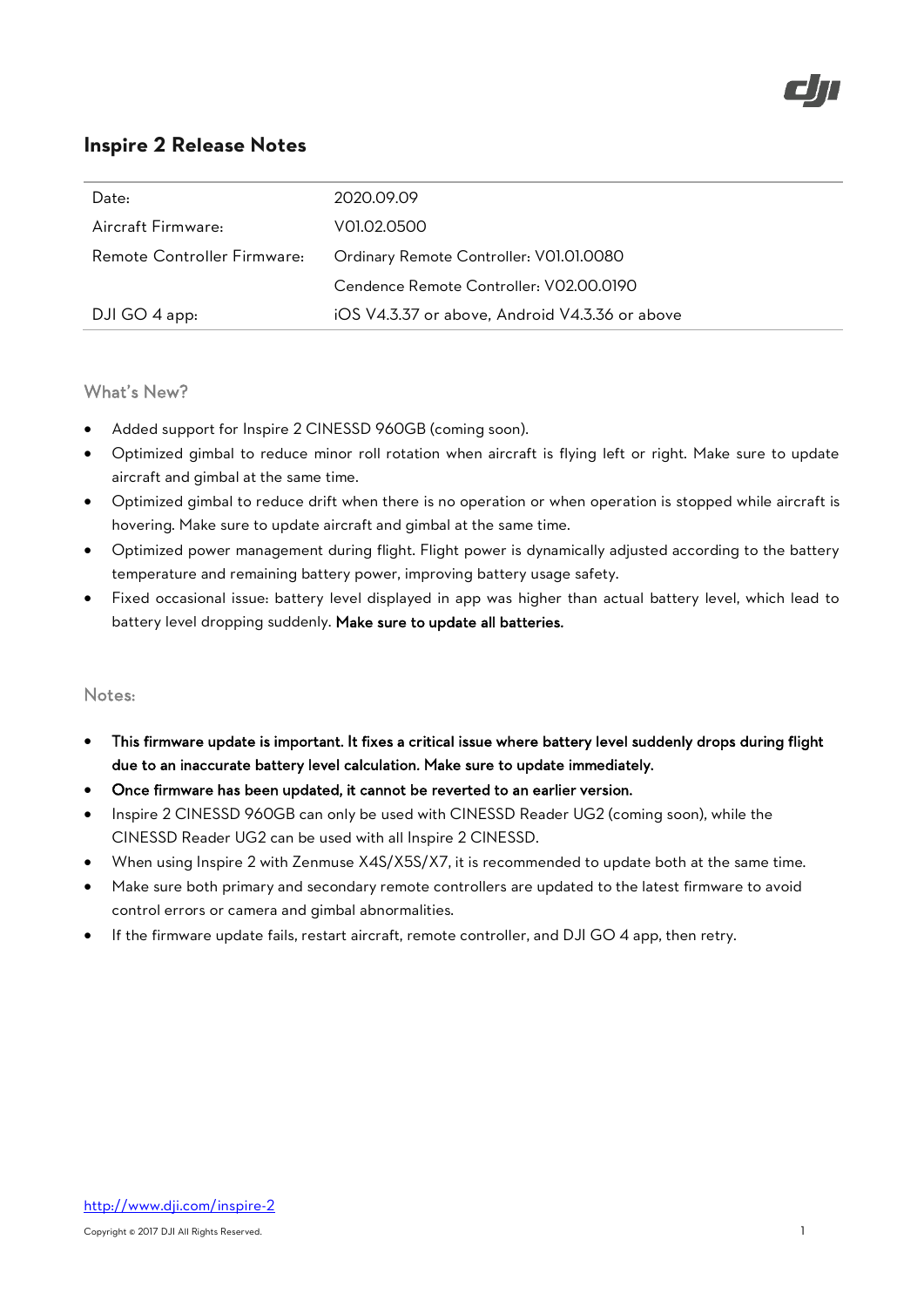# Inspire 2 Release Notes

| | |
|---|---|
| Date: | 2020.09.09 |
| Aircraft Firmware: | V01.02.0500 |
| Remote Controller Firmware: | Ordinary Remote Controller: V01.01.0080 |
| | Cendence Remote Controller: V02.00.0190 |
| DJI GO 4 app: | iOS V4.3.37 or above, Android V4.3.36 or above |

## What's New?

- Added support for Inspire 2 CINESSD 960GB (coming soon).
- Optimized gimbal to reduce minor roll rotation when aircraft is flying left or right. Make sure to update aircraft and gimbal at the same time.
- Optimized gimbal to reduce drift when there is no operation or when operation is stopped while aircraft is hovering. Make sure to update aircraft and gimbal at the same time.
- Optimized power management during flight. Flight power is dynamically adjusted according to the battery temperature and remaining battery power, improving battery usage safety.
- Fixed occasional issue: battery level displayed in app was higher than actual battery level, which lead to battery level dropping suddenly. **Make sure to update all batteries.**

## Notes:

- **This firmware update is important. It fixes a critical issue where battery level suddenly drops during flight due to an inaccurate battery level calculation. Make sure to update immediately.**
- **Once firmware has been updated, it cannot be reverted to an earlier version.**
- Inspire 2 CINESSD 960GB can only be used with CINESSD Reader UG2 (coming soon), while the CINESSD Reader UG2 can be used with all Inspire 2 CINESSD.
- When using Inspire 2 with Zenmuse X4S/X5S/X7, it is recommended to update both at the same time.
- Make sure both primary and secondary remote controllers are updated to the latest firmware to avoid control errors or camera and gimbal abnormalities.
- If the firmware update fails, restart aircraft, remote controller, and DJI GO 4 app, then retry.

http://www.dji.com/inspire-2

Copyright © 2017 DJI All Rights Reserved.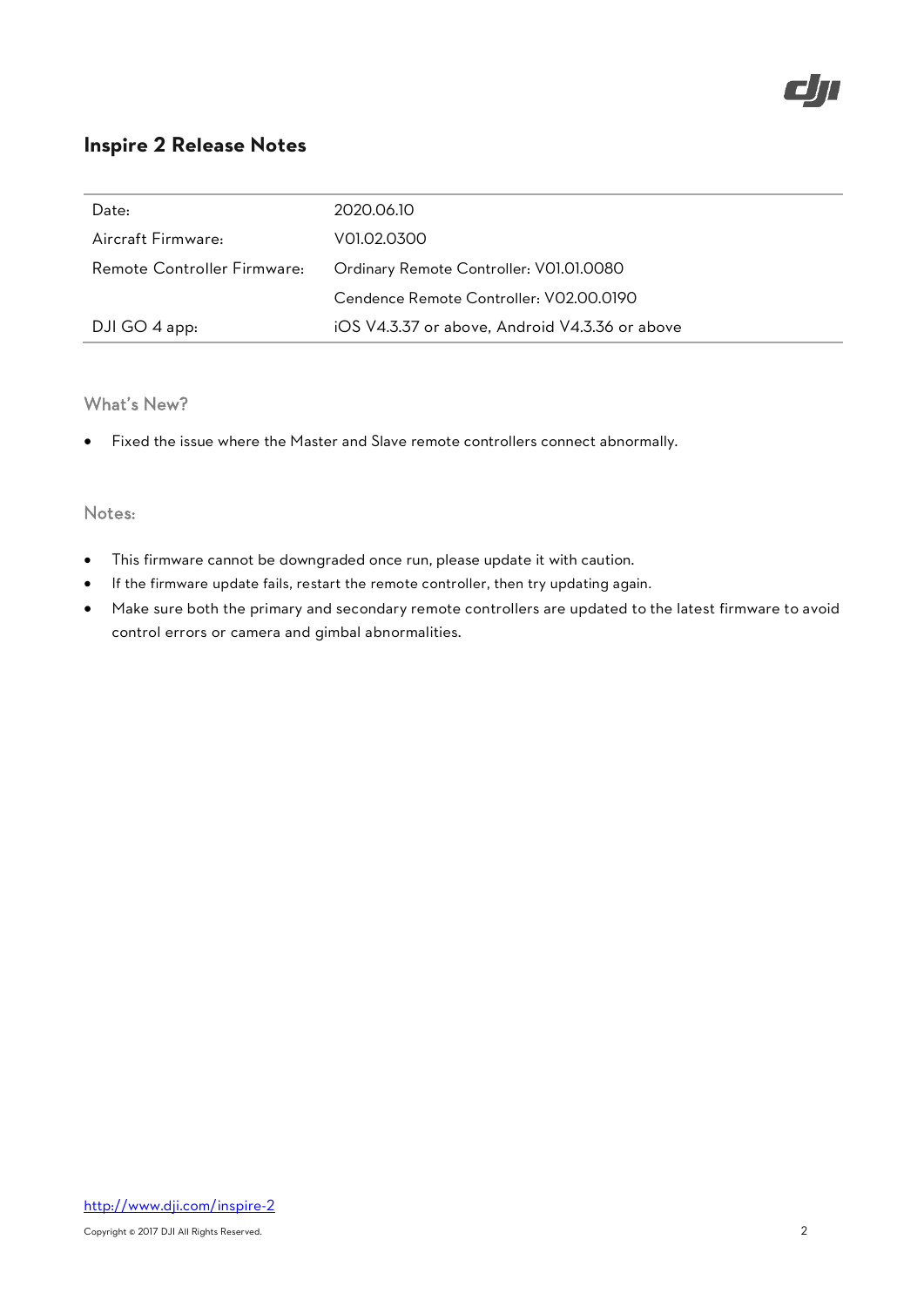## Inspire 2 Release Notes

| | |
|---|---|
| Date: | 2020.06.10 |
| Aircraft Firmware: | V01.02.0300 |
| Remote Controller Firmware: | Ordinary Remote Controller: V01.01.0080 |
| | Cendence Remote Controller: V02.00.0190 |
| DJI GO 4 app: | iOS V4.3.37 or above, Android V4.3.36 or above |

### What's New?

- Fixed the issue where the Master and Slave remote controllers connect abnormally.

### Notes:

- This firmware cannot be downgraded once run, please update it with caution.
- If the firmware update fails, restart the remote controller, then try updating again.
- Make sure both the primary and secondary remote controllers are updated to the latest firmware to avoid control errors or camera and gimbal abnormalities.

http://www.dji.com/inspire-2

Copyright © 2017 DJI All Rights Reserved.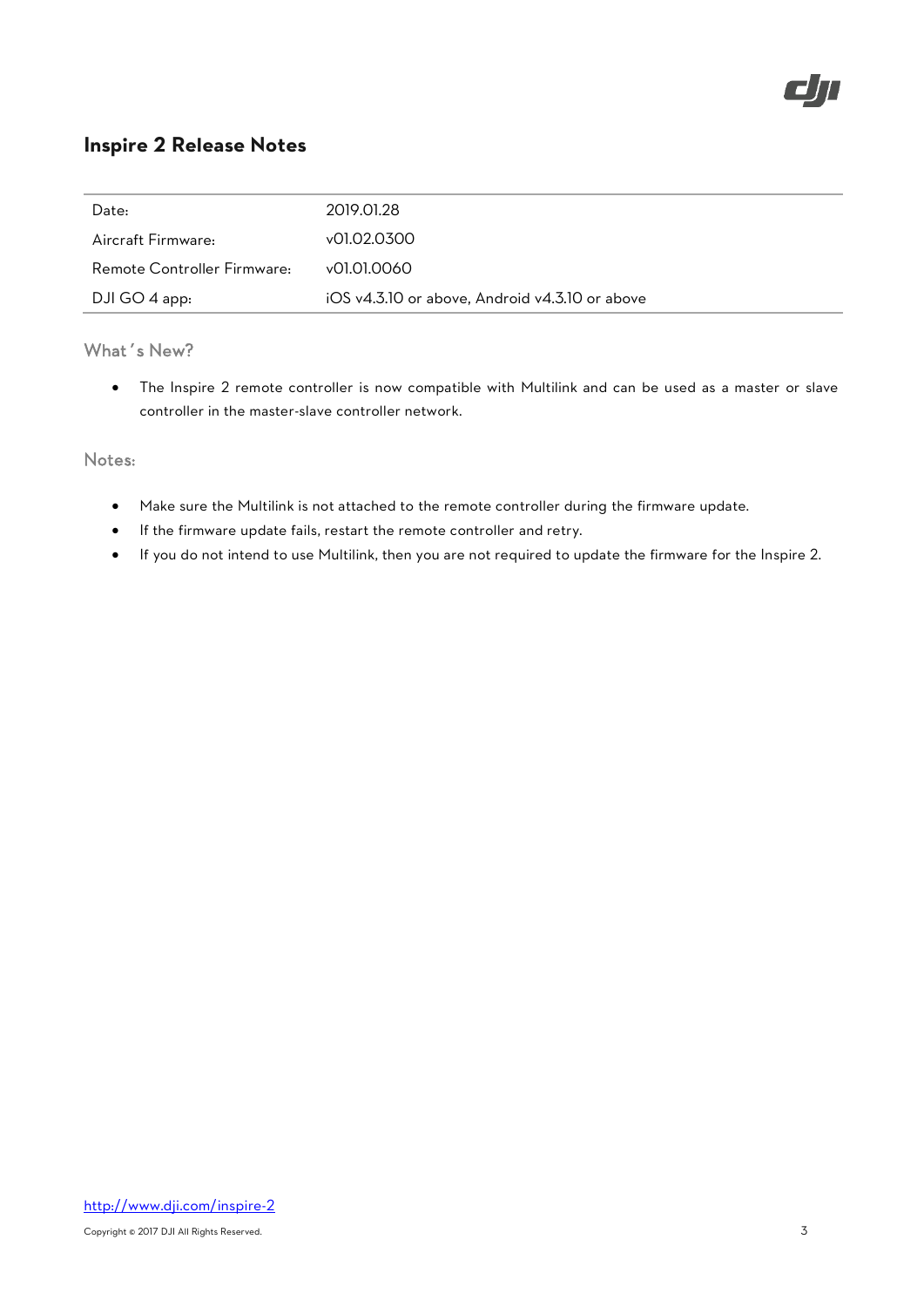# Inspire 2 Release Notes

| | |
|---|---|
| Date: | 2019.01.28 |
| Aircraft Firmware: | v01.02.0300 |
| Remote Controller Firmware: | v01.01.0060 |
| DJI GO 4 app: | iOS v4.3.10 or above, Android v4.3.10 or above |

## What's New?

- The Inspire 2 remote controller is now compatible with Multilink and can be used as a master or slave controller in the master-slave controller network.

## Notes:

- Make sure the Multilink is not attached to the remote controller during the firmware update.
- If the firmware update fails, restart the remote controller and retry.
- If you do not intend to use Multilink, then you are not required to update the firmware for the Inspire 2.

http://www.dji.com/inspire-2

Copyright © 2017 DJI All Rights Reserved.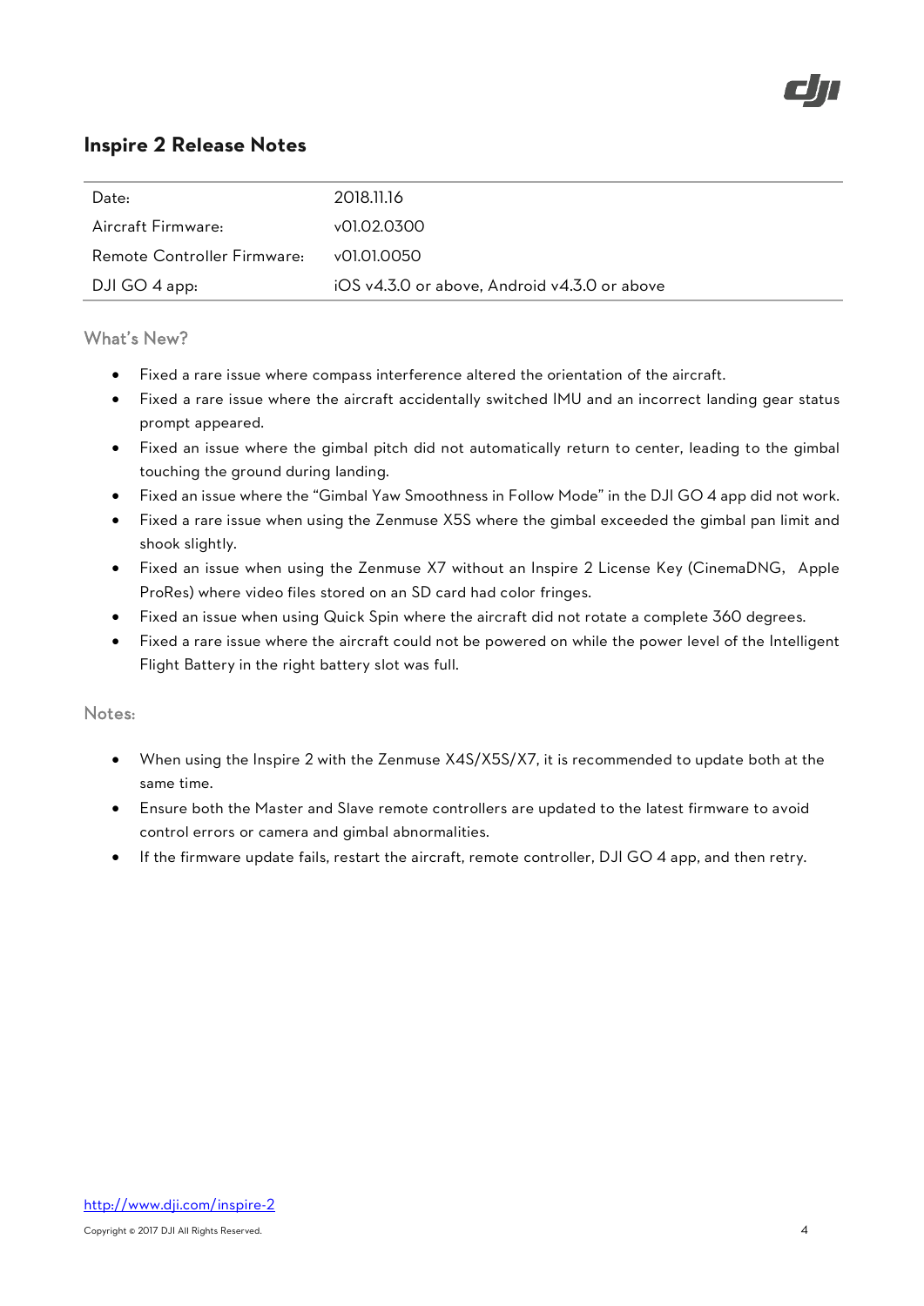## Inspire 2 Release Notes

| Date: | 2018.11.16 |
| --- | --- |
| Aircraft Firmware: | v01.02.0300 |
| Remote Controller Firmware: | v01.01.0050 |
| DJI GO 4 app: | iOS v4.3.0 or above, Android v4.3.0 or above |

### What's New?

- Fixed a rare issue where compass interference altered the orientation of the aircraft.
- Fixed a rare issue where the aircraft accidentally switched IMU and an incorrect landing gear status prompt appeared.
- Fixed an issue where the gimbal pitch did not automatically return to center, leading to the gimbal touching the ground during landing.
- Fixed an issue where the "Gimbal Yaw Smoothness in Follow Mode" in the DJI GO 4 app did not work.
- Fixed a rare issue when using the Zenmuse X5S where the gimbal exceeded the gimbal pan limit and shook slightly.
- Fixed an issue when using the Zenmuse X7 without an Inspire 2 License Key (CinemaDNG, Apple ProRes) where video files stored on an SD card had color fringes.
- Fixed an issue when using Quick Spin where the aircraft did not rotate a complete 360 degrees.
- Fixed a rare issue where the aircraft could not be powered on while the power level of the Intelligent Flight Battery in the right battery slot was full.

### Notes:

- When using the Inspire 2 with the Zenmuse X4S/X5S/X7, it is recommended to update both at the same time.
- Ensure both the Master and Slave remote controllers are updated to the latest firmware to avoid control errors or camera and gimbal abnormalities.
- If the firmware update fails, restart the aircraft, remote controller, DJI GO 4 app, and then retry.

http://www.dji.com/inspire-2

Copyright © 2017 DJI All Rights Reserved.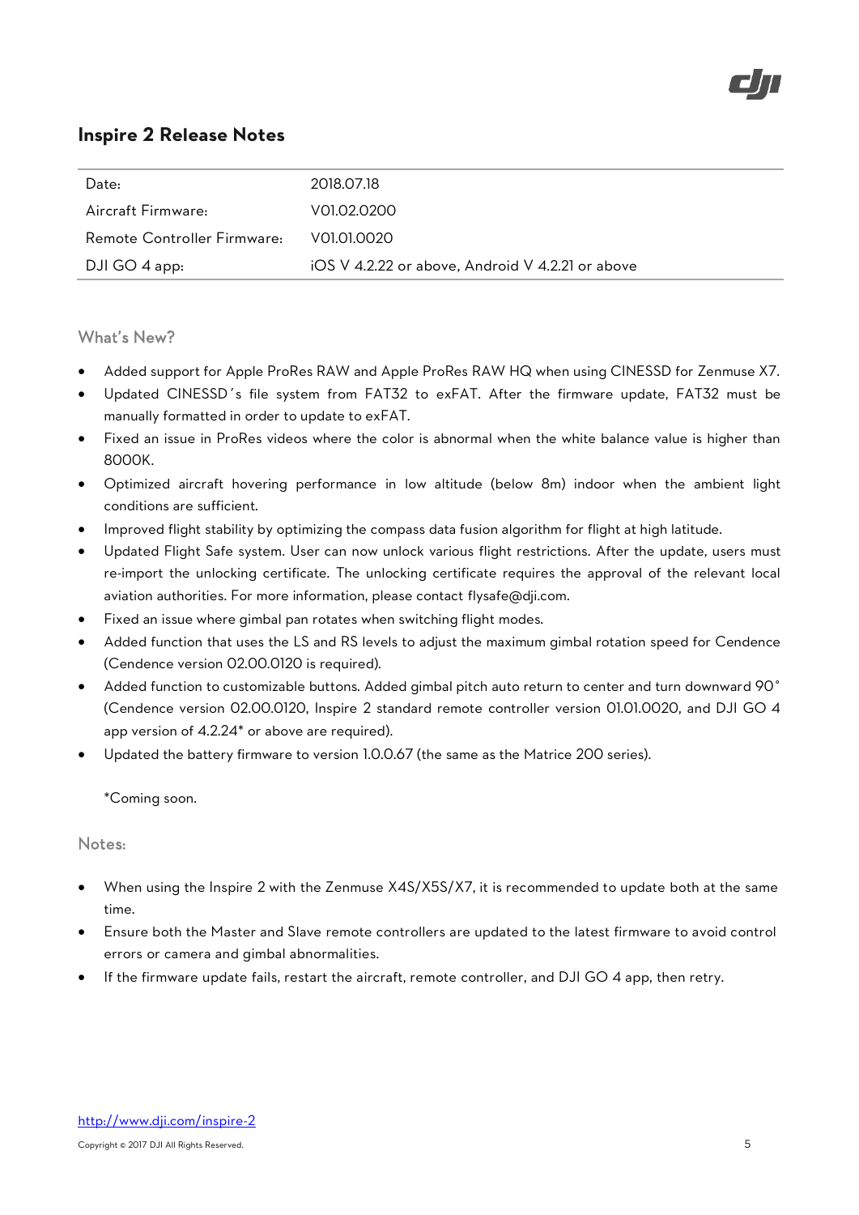## Inspire 2 Release Notes

| Date: | 2018.07.18 |
|---|---|
| Aircraft Firmware: | V01.02.0200 |
| Remote Controller Firmware: | V01.01.0020 |
| DJI GO 4 app: | iOS V 4.2.22 or above, Android V 4.2.21 or above |

### What's New?

- Added support for Apple ProRes RAW and Apple ProRes RAW HQ when using CINESSD for Zenmuse X7.
- Updated CINESSD's file system from FAT32 to exFAT. After the firmware update, FAT32 must be manually formatted in order to update to exFAT.
- Fixed an issue in ProRes videos where the color is abnormal when the white balance value is higher than 8000K.
- Optimized aircraft hovering performance in low altitude (below 8m) indoor when the ambient light conditions are sufficient.
- Improved flight stability by optimizing the compass data fusion algorithm for flight at high latitude.
- Updated Flight Safe system. User can now unlock various flight restrictions. After the update, users must re-import the unlocking certificate. The unlocking certificate requires the approval of the relevant local aviation authorities. For more information, please contact flysafe@dji.com.
- Fixed an issue where gimbal pan rotates when switching flight modes.
- Added function that uses the LS and RS levels to adjust the maximum gimbal rotation speed for Cendence (Cendence version 02.00.0120 is required).
- Added function to customizable buttons. Added gimbal pitch auto return to center and turn downward 90° (Cendence version 02.00.0120, Inspire 2 standard remote controller version 01.01.0020, and DJI GO 4 app version of 4.2.24* or above are required).
- Updated the battery firmware to version 1.0.0.67 (the same as the Matrice 200 series).

*Coming soon.

### Notes:

- When using the Inspire 2 with the Zenmuse X4S/X5S/X7, it is recommended to update both at the same time.
- Ensure both the Master and Slave remote controllers are updated to the latest firmware to avoid control errors or camera and gimbal abnormalities.
- If the firmware update fails, restart the aircraft, remote controller, and DJI GO 4 app, then retry.

http://www.dji.com/inspire-2

Copyright © 2017 DJI All Rights Reserved.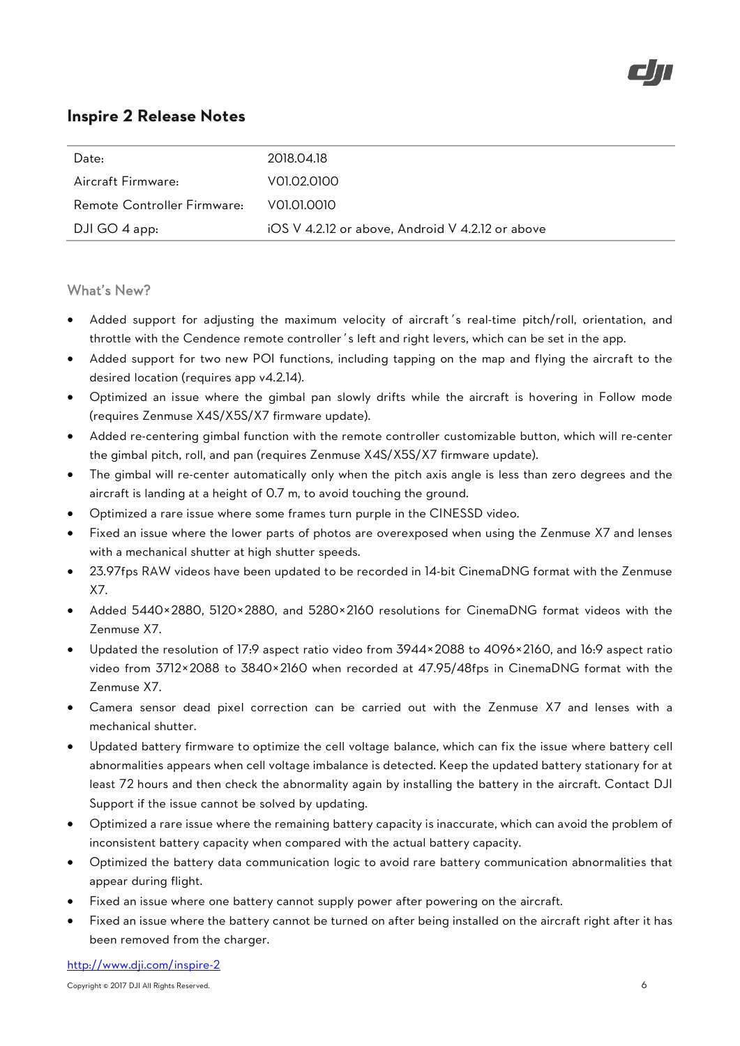## Inspire 2 Release Notes

| | |
|---|---|
| Date: | 2018.04.18 |
| Aircraft Firmware: | V01.02.0100 |
| Remote Controller Firmware: | V01.01.0010 |
| DJI GO 4 app: | iOS V 4.2.12 or above, Android V 4.2.12 or above |

### What's New?

- Added support for adjusting the maximum velocity of aircraft's real-time pitch/roll, orientation, and throttle with the Cendence remote controller's left and right levers, which can be set in the app.
- Added support for two new POI functions, including tapping on the map and flying the aircraft to the desired location (requires app v4.2.14).
- Optimized an issue where the gimbal pan slowly drifts while the aircraft is hovering in Follow mode (requires Zenmuse X4S/X5S/X7 firmware update).
- Added re-centering gimbal function with the remote controller customizable button, which will re-center the gimbal pitch, roll, and pan (requires Zenmuse X4S/X5S/X7 firmware update).
- The gimbal will re-center automatically only when the pitch axis angle is less than zero degrees and the aircraft is landing at a height of 0.7 m, to avoid touching the ground.
- Optimized a rare issue where some frames turn purple in the CINESSD video.
- Fixed an issue where the lower parts of photos are overexposed when using the Zenmuse X7 and lenses with a mechanical shutter at high shutter speeds.
- 23.97fps RAW videos have been updated to be recorded in 14-bit CinemaDNG format with the Zenmuse X7.
- Added 5440×2880, 5120×2880, and 5280×2160 resolutions for CinemaDNG format videos with the Zenmuse X7.
- Updated the resolution of 17:9 aspect ratio video from 3944×2088 to 4096×2160, and 16:9 aspect ratio video from 3712×2088 to 3840×2160 when recorded at 47.95/48fps in CinemaDNG format with the Zenmuse X7.
- Camera sensor dead pixel correction can be carried out with the Zenmuse X7 and lenses with a mechanical shutter.
- Updated battery firmware to optimize the cell voltage balance, which can fix the issue where battery cell abnormalities appears when cell voltage imbalance is detected. Keep the updated battery stationary for at least 72 hours and then check the abnormality again by installing the battery in the aircraft. Contact DJI Support if the issue cannot be solved by updating.
- Optimized a rare issue where the remaining battery capacity is inaccurate, which can avoid the problem of inconsistent battery capacity when compared with the actual battery capacity.
- Optimized the battery data communication logic to avoid rare battery communication abnormalities that appear during flight.
- Fixed an issue where one battery cannot supply power after powering on the aircraft.
- Fixed an issue where the battery cannot be turned on after being installed on the aircraft right after it has been removed from the charger.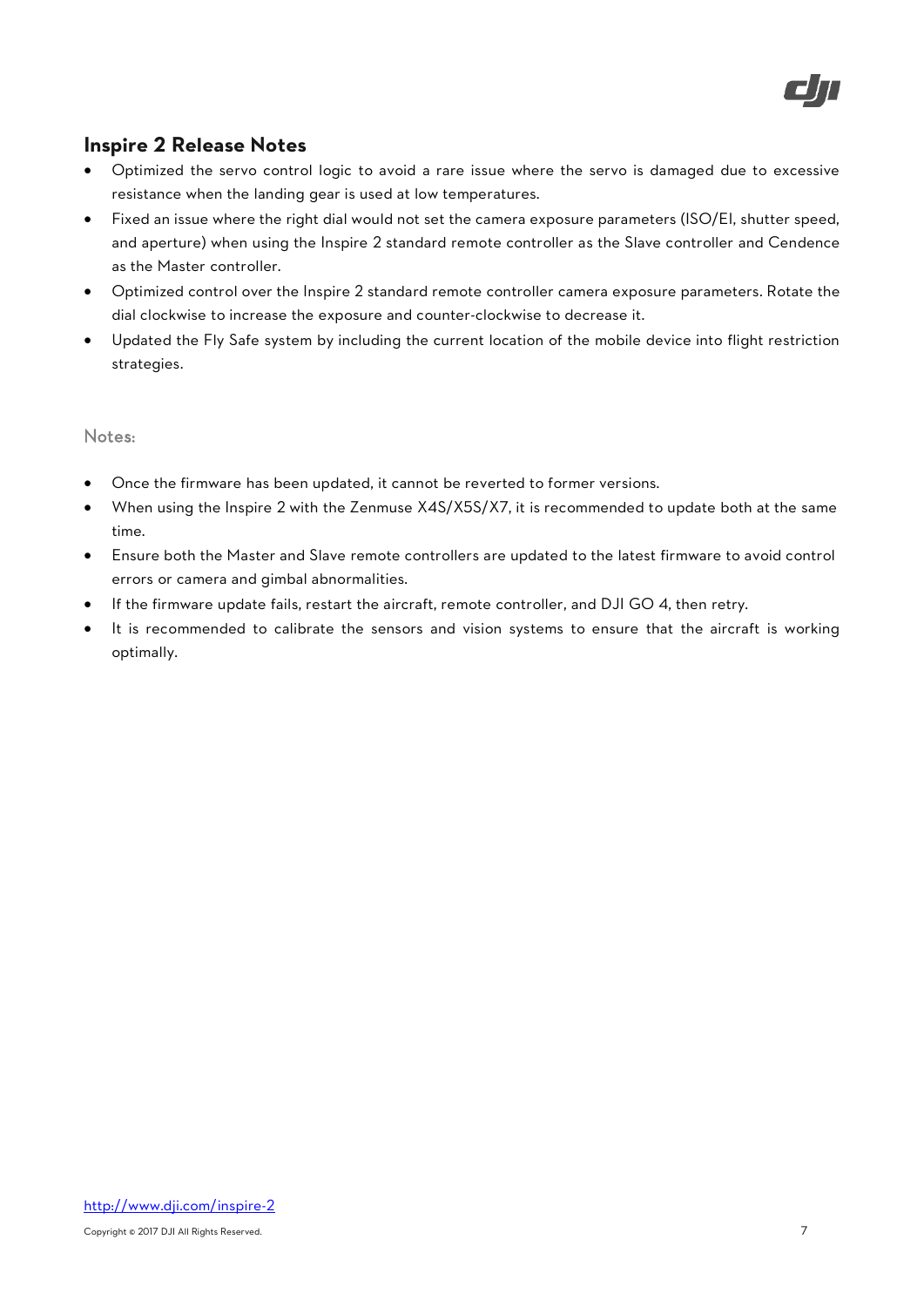## Inspire 2 Release Notes

- Optimized the servo control logic to avoid a rare issue where the servo is damaged due to excessive resistance when the landing gear is used at low temperatures.
- Fixed an issue where the right dial would not set the camera exposure parameters (ISO/EI, shutter speed, and aperture) when using the Inspire 2 standard remote controller as the Slave controller and Cendence as the Master controller.
- Optimized control over the Inspire 2 standard remote controller camera exposure parameters. Rotate the dial clockwise to increase the exposure and counter-clockwise to decrease it.
- Updated the Fly Safe system by including the current location of the mobile device into flight restriction strategies.

Notes:

- Once the firmware has been updated, it cannot be reverted to former versions.
- When using the Inspire 2 with the Zenmuse X4S/X5S/X7, it is recommended to update both at the same time.
- Ensure both the Master and Slave remote controllers are updated to the latest firmware to avoid control errors or camera and gimbal abnormalities.
- If the firmware update fails, restart the aircraft, remote controller, and DJI GO 4, then retry.
- It is recommended to calibrate the sensors and vision systems to ensure that the aircraft is working optimally.

http://www.dji.com/inspire-2

Copyright © 2017 DJI All Rights Reserved.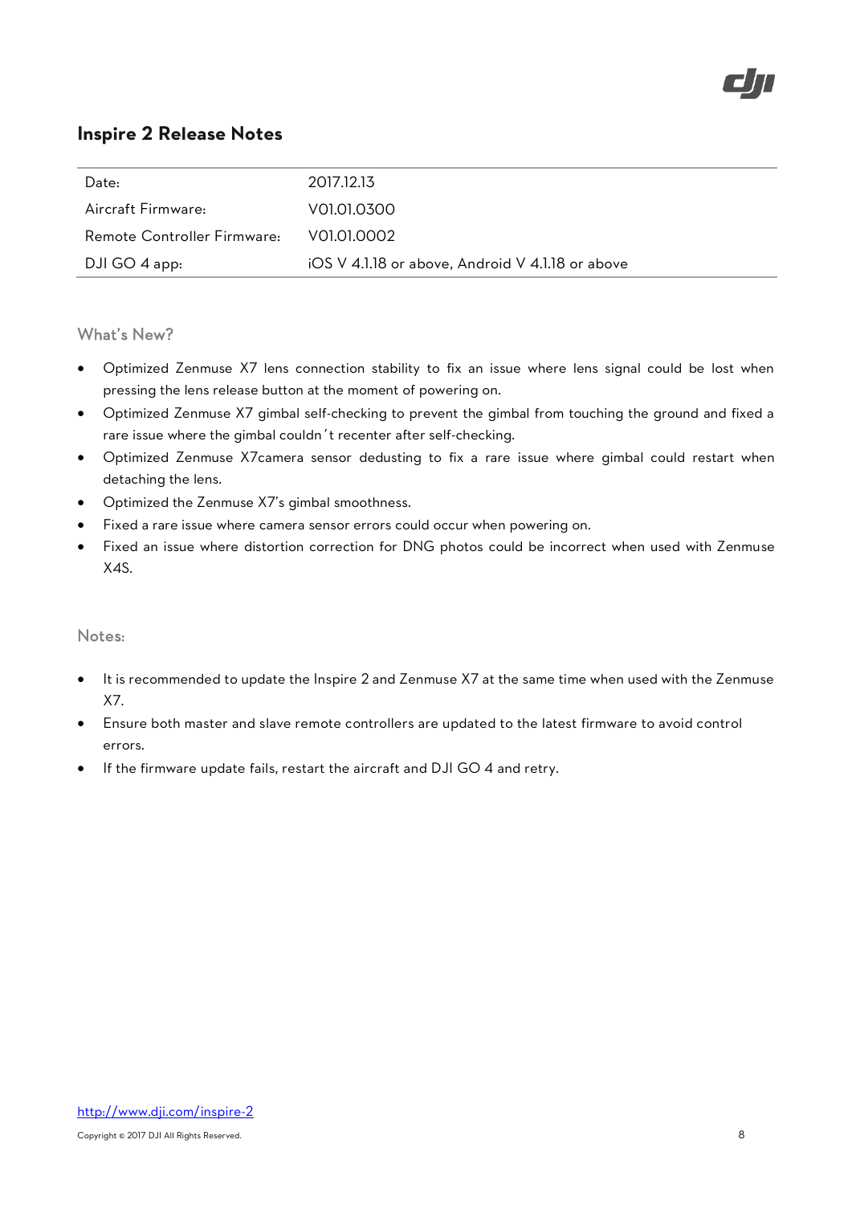# Inspire 2 Release Notes

| | |
|---|---|
| Date: | 2017.12.13 |
| Aircraft Firmware: | V01.01.0300 |
| Remote Controller Firmware: | V01.01.0002 |
| DJI GO 4 app: | iOS V 4.1.18 or above, Android V 4.1.18 or above |

## What's New?

- Optimized Zenmuse X7 lens connection stability to fix an issue where lens signal could be lost when pressing the lens release button at the moment of powering on.
- Optimized Zenmuse X7 gimbal self-checking to prevent the gimbal from touching the ground and fixed a rare issue where the gimbal couldn´t recenter after self-checking.
- Optimized Zenmuse X7camera sensor dedusting to fix a rare issue where gimbal could restart when detaching the lens.
- Optimized the Zenmuse X7's gimbal smoothness.
- Fixed a rare issue where camera sensor errors could occur when powering on.
- Fixed an issue where distortion correction for DNG photos could be incorrect when used with Zenmuse X4S.

## Notes:

- It is recommended to update the Inspire 2 and Zenmuse X7 at the same time when used with the Zenmuse X7.
- Ensure both master and slave remote controllers are updated to the latest firmware to avoid control errors.
- If the firmware update fails, restart the aircraft and DJI GO 4 and retry.

http://www.dji.com/inspire-2

Copyright © 2017 DJI All Rights Reserved.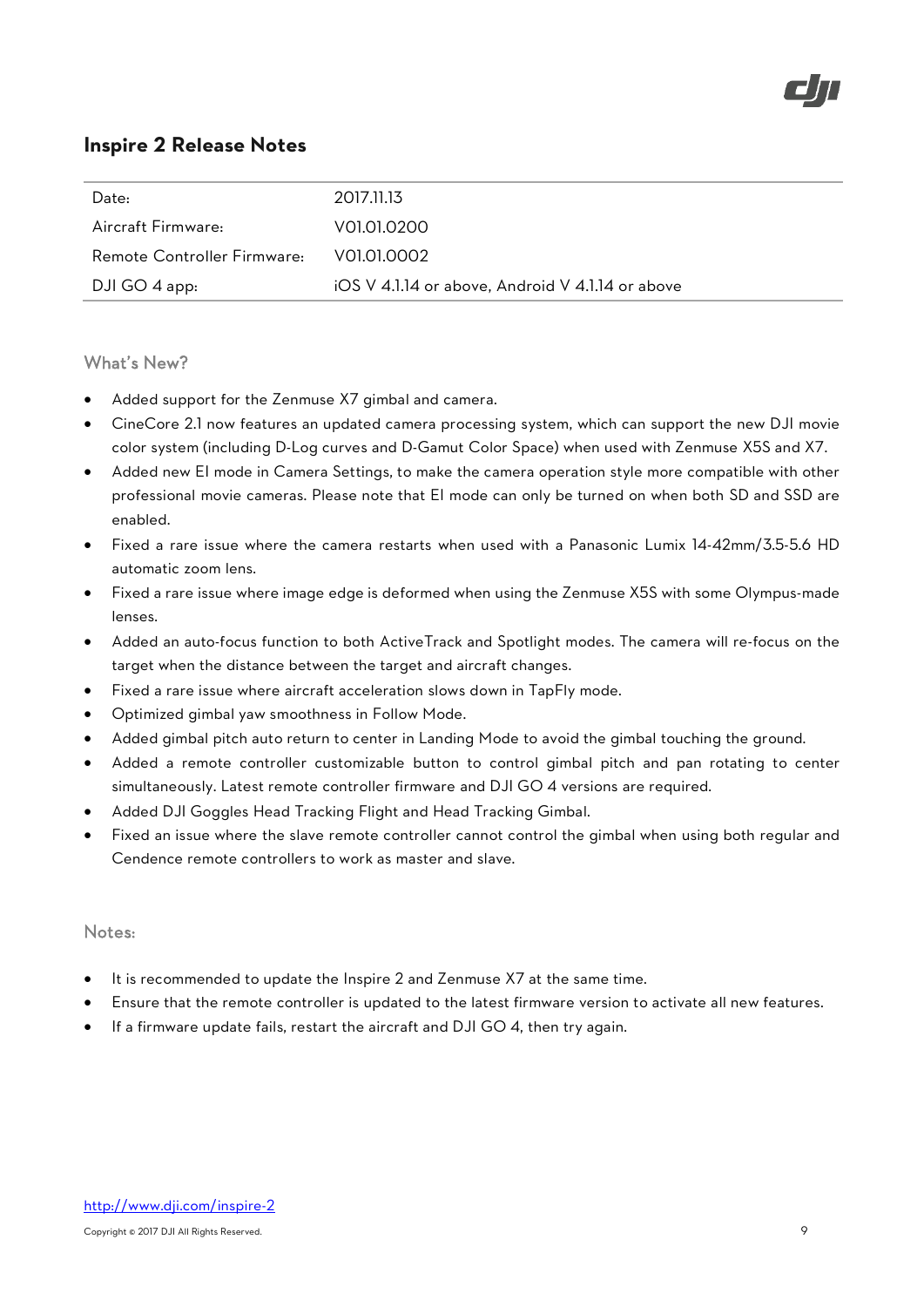## Inspire 2 Release Notes

| Date: | 2017.11.13 |
|---|---|
| Aircraft Firmware: | V01.01.0200 |
| Remote Controller Firmware: | V01.01.0002 |
| DJI GO 4 app: | iOS V 4.1.14 or above, Android V 4.1.14 or above |

### What's New?

- Added support for the Zenmuse X7 gimbal and camera.
- CineCore 2.1 now features an updated camera processing system, which can support the new DJI movie color system (including D-Log curves and D-Gamut Color Space) when used with Zenmuse X5S and X7.
- Added new EI mode in Camera Settings, to make the camera operation style more compatible with other professional movie cameras. Please note that EI mode can only be turned on when both SD and SSD are enabled.
- Fixed a rare issue where the camera restarts when used with a Panasonic Lumix 14-42mm/3.5-5.6 HD automatic zoom lens.
- Fixed a rare issue where image edge is deformed when using the Zenmuse X5S with some Olympus-made lenses.
- Added an auto-focus function to both ActiveTrack and Spotlight modes. The camera will re-focus on the target when the distance between the target and aircraft changes.
- Fixed a rare issue where aircraft acceleration slows down in TapFly mode.
- Optimized gimbal yaw smoothness in Follow Mode.
- Added gimbal pitch auto return to center in Landing Mode to avoid the gimbal touching the ground.
- Added a remote controller customizable button to control gimbal pitch and pan rotating to center simultaneously. Latest remote controller firmware and DJI GO 4 versions are required.
- Added DJI Goggles Head Tracking Flight and Head Tracking Gimbal.
- Fixed an issue where the slave remote controller cannot control the gimbal when using both regular and Cendence remote controllers to work as master and slave.

### Notes:

- It is recommended to update the Inspire 2 and Zenmuse X7 at the same time.
- Ensure that the remote controller is updated to the latest firmware version to activate all new features.
- If a firmware update fails, restart the aircraft and DJI GO 4, then try again.

http://www.dji.com/inspire-2

Copyright © 2017 DJI All Rights Reserved.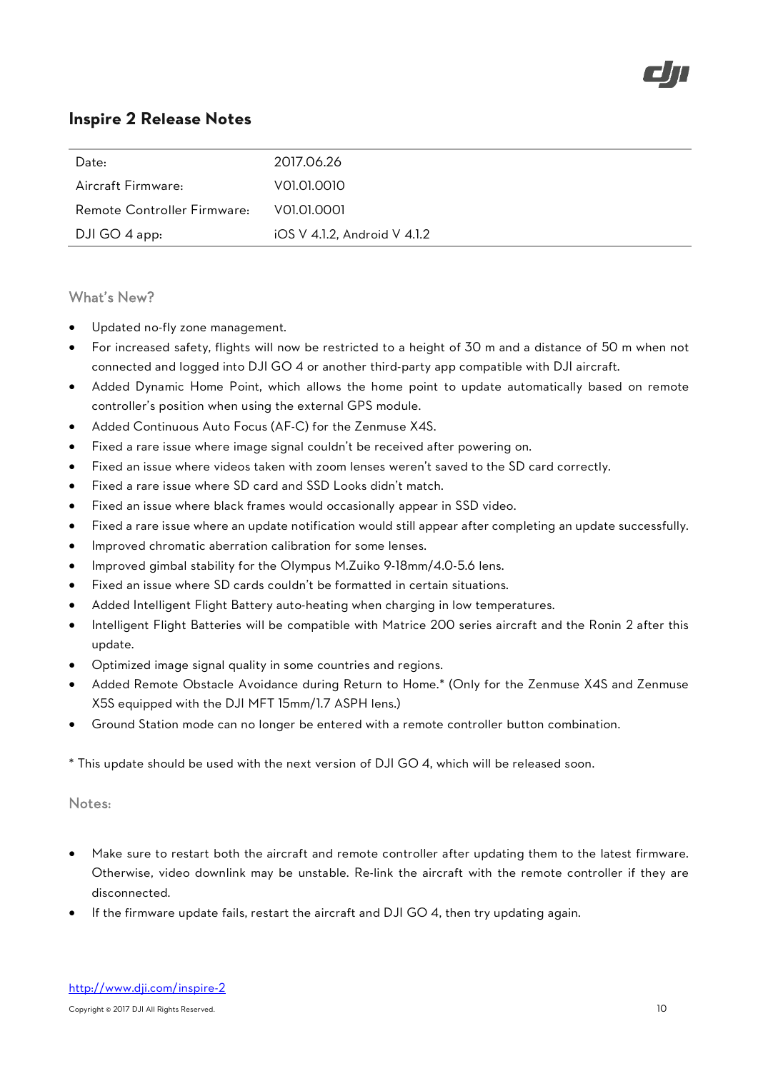## Inspire 2 Release Notes

| | |
|---|---|
| Date: | 2017.06.26 |
| Aircraft Firmware: | V01.01.0010 |
| Remote Controller Firmware: | V01.01.0001 |
| DJI GO 4 app: | iOS V 4.1.2, Android V 4.1.2 |

### What's New?

- Updated no-fly zone management.
- For increased safety, flights will now be restricted to a height of 30 m and a distance of 50 m when not connected and logged into DJI GO 4 or another third-party app compatible with DJI aircraft.
- Added Dynamic Home Point, which allows the home point to update automatically based on remote controller's position when using the external GPS module.
- Added Continuous Auto Focus (AF-C) for the Zenmuse X4S.
- Fixed a rare issue where image signal couldn't be received after powering on.
- Fixed an issue where videos taken with zoom lenses weren't saved to the SD card correctly.
- Fixed a rare issue where SD card and SSD Looks didn't match.
- Fixed an issue where black frames would occasionally appear in SSD video.
- Fixed a rare issue where an update notification would still appear after completing an update successfully.
- Improved chromatic aberration calibration for some lenses.
- Improved gimbal stability for the Olympus M.Zuiko 9-18mm/4.0-5.6 lens.
- Fixed an issue where SD cards couldn't be formatted in certain situations.
- Added Intelligent Flight Battery auto-heating when charging in low temperatures.
- Intelligent Flight Batteries will be compatible with Matrice 200 series aircraft and the Ronin 2 after this update.
- Optimized image signal quality in some countries and regions.
- Added Remote Obstacle Avoidance during Return to Home.* (Only for the Zenmuse X4S and Zenmuse X5S equipped with the DJI MFT 15mm/1.7 ASPH lens.)
- Ground Station mode can no longer be entered with a remote controller button combination.

* This update should be used with the next version of DJI GO 4, which will be released soon.

### Notes:

- Make sure to restart both the aircraft and remote controller after updating them to the latest firmware. Otherwise, video downlink may be unstable. Re-link the aircraft with the remote controller if they are disconnected.
- If the firmware update fails, restart the aircraft and DJI GO 4, then try updating again.

http://www.dji.com/inspire-2

Copyright © 2017 DJI All Rights Reserved.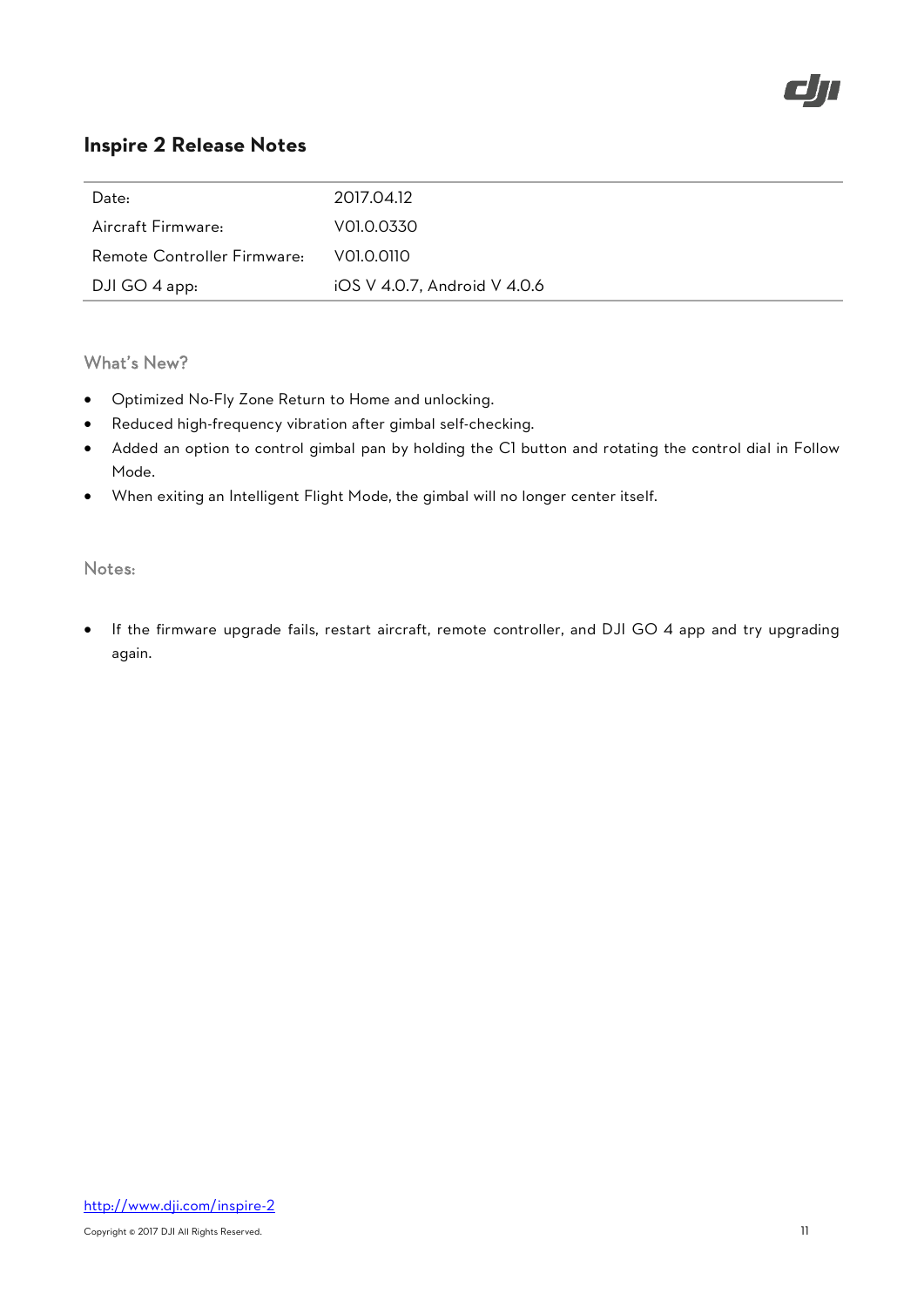# Inspire 2 Release Notes

| Date: | 2017.04.12 |
|---|---|
| Aircraft Firmware: | V01.0.0330 |
| Remote Controller Firmware: | V01.0.0110 |
| DJI GO 4 app: | iOS V 4.0.7, Android V 4.0.6 |

## What's New?

- Optimized No-Fly Zone Return to Home and unlocking.
- Reduced high-frequency vibration after gimbal self-checking.
- Added an option to control gimbal pan by holding the C1 button and rotating the control dial in Follow Mode.
- When exiting an Intelligent Flight Mode, the gimbal will no longer center itself.

## Notes:

- If the firmware upgrade fails, restart aircraft, remote controller, and DJI GO 4 app and try upgrading again.

http://www.dji.com/inspire-2

Copyright © 2017 DJI All Rights Reserved.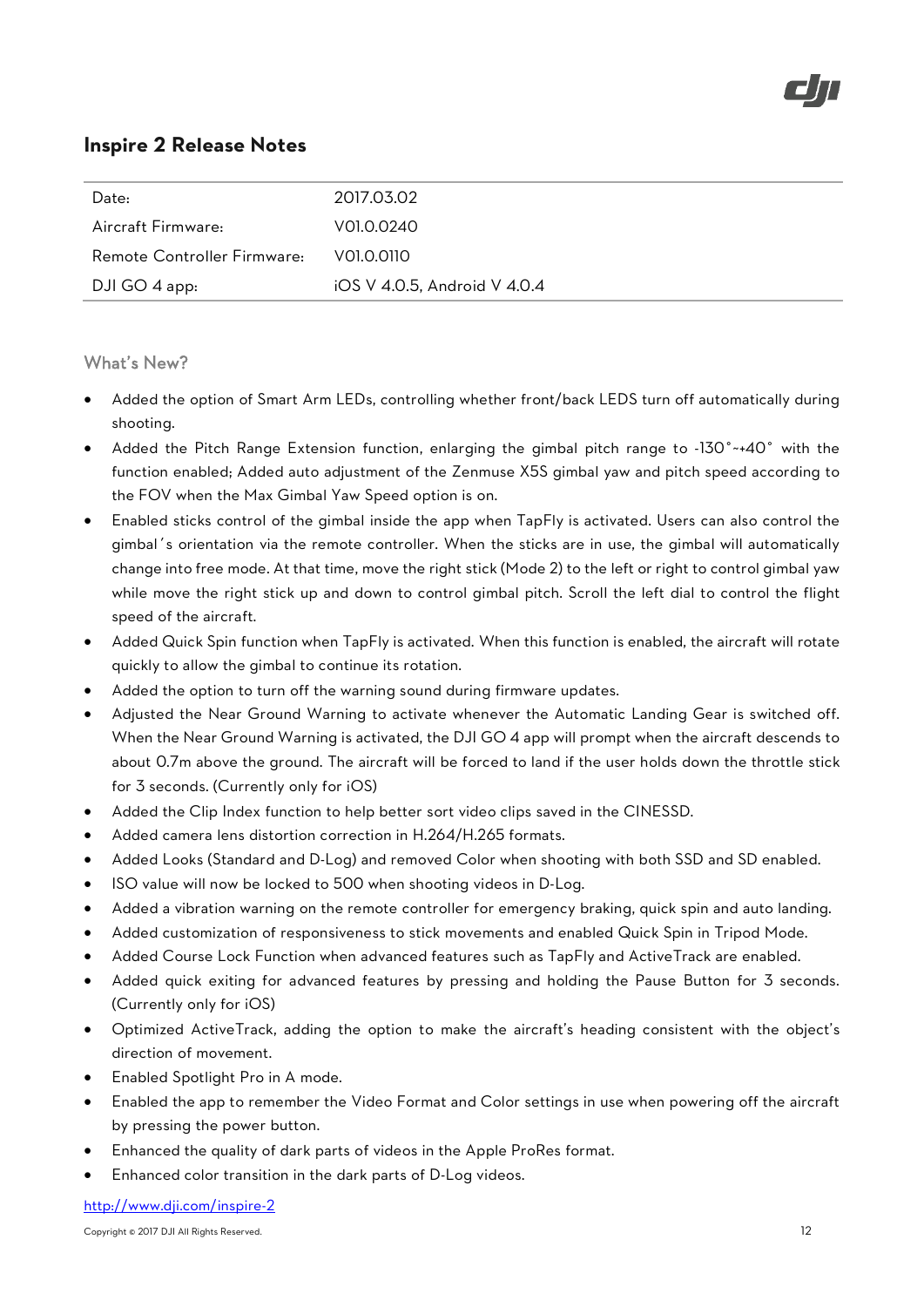## Inspire 2 Release Notes

| Date: | 2017.03.02 |
|---|---|
| Aircraft Firmware: | V01.0.0240 |
| Remote Controller Firmware: | V01.0.0110 |
| DJI GO 4 app: | iOS V 4.0.5, Android V 4.0.4 |

### What's New?

- Added the option of Smart Arm LEDs, controlling whether front/back LEDS turn off automatically during shooting.
- Added the Pitch Range Extension function, enlarging the gimbal pitch range to -130°~+40° with the function enabled; Added auto adjustment of the Zenmuse X5S gimbal yaw and pitch speed according to the FOV when the Max Gimbal Yaw Speed option is on.
- Enabled sticks control of the gimbal inside the app when TapFly is activated. Users can also control the gimbal's orientation via the remote controller. When the sticks are in use, the gimbal will automatically change into free mode. At that time, move the right stick (Mode 2) to the left or right to control gimbal yaw while move the right stick up and down to control gimbal pitch. Scroll the left dial to control the flight speed of the aircraft.
- Added Quick Spin function when TapFly is activated. When this function is enabled, the aircraft will rotate quickly to allow the gimbal to continue its rotation.
- Added the option to turn off the warning sound during firmware updates.
- Adjusted the Near Ground Warning to activate whenever the Automatic Landing Gear is switched off. When the Near Ground Warning is activated, the DJI GO 4 app will prompt when the aircraft descends to about 0.7m above the ground. The aircraft will be forced to land if the user holds down the throttle stick for 3 seconds. (Currently only for iOS)
- Added the Clip Index function to help better sort video clips saved in the CINESSD.
- Added camera lens distortion correction in H.264/H.265 formats.
- Added Looks (Standard and D-Log) and removed Color when shooting with both SSD and SD enabled.
- ISO value will now be locked to 500 when shooting videos in D-Log.
- Added a vibration warning on the remote controller for emergency braking, quick spin and auto landing.
- Added customization of responsiveness to stick movements and enabled Quick Spin in Tripod Mode.
- Added Course Lock Function when advanced features such as TapFly and ActiveTrack are enabled.
- Added quick exiting for advanced features by pressing and holding the Pause Button for 3 seconds. (Currently only for iOS)
- Optimized ActiveTrack, adding the option to make the aircraft's heading consistent with the object's direction of movement.
- Enabled Spotlight Pro in A mode.
- Enabled the app to remember the Video Format and Color settings in use when powering off the aircraft by pressing the power button.
- Enhanced the quality of dark parts of videos in the Apple ProRes format.
- Enhanced color transition in the dark parts of D-Log videos.

http://www.dji.com/inspire-2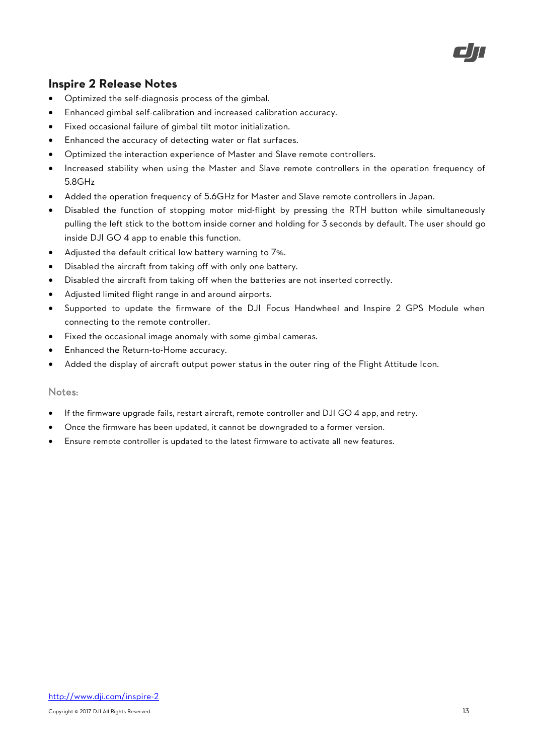## Inspire 2 Release Notes

- Optimized the self-diagnosis process of the gimbal.
- Enhanced gimbal self-calibration and increased calibration accuracy.
- Fixed occasional failure of gimbal tilt motor initialization.
- Enhanced the accuracy of detecting water or flat surfaces.
- Optimized the interaction experience of Master and Slave remote controllers.
- Increased stability when using the Master and Slave remote controllers in the operation frequency of 5.8GHz
- Added the operation frequency of 5.6GHz for Master and Slave remote controllers in Japan.
- Disabled the function of stopping motor mid-flight by pressing the RTH button while simultaneously pulling the left stick to the bottom inside corner and holding for 3 seconds by default. The user should go inside DJI GO 4 app to enable this function.
- Adjusted the default critical low battery warning to 7%.
- Disabled the aircraft from taking off with only one battery.
- Disabled the aircraft from taking off when the batteries are not inserted correctly.
- Adjusted limited flight range in and around airports.
- Supported to update the firmware of the DJI Focus Handwheel and Inspire 2 GPS Module when connecting to the remote controller.
- Fixed the occasional image anomaly with some gimbal cameras.
- Enhanced the Return-to-Home accuracy.
- Added the display of aircraft output power status in the outer ring of the Flight Attitude Icon.

Notes:

- If the firmware upgrade fails, restart aircraft, remote controller and DJI GO 4 app, and retry.
- Once the firmware has been updated, it cannot be downgraded to a former version.
- Ensure remote controller is updated to the latest firmware to activate all new features.

http://www.dji.com/inspire-2

Copyright © 2017 DJI All Rights Reserved.